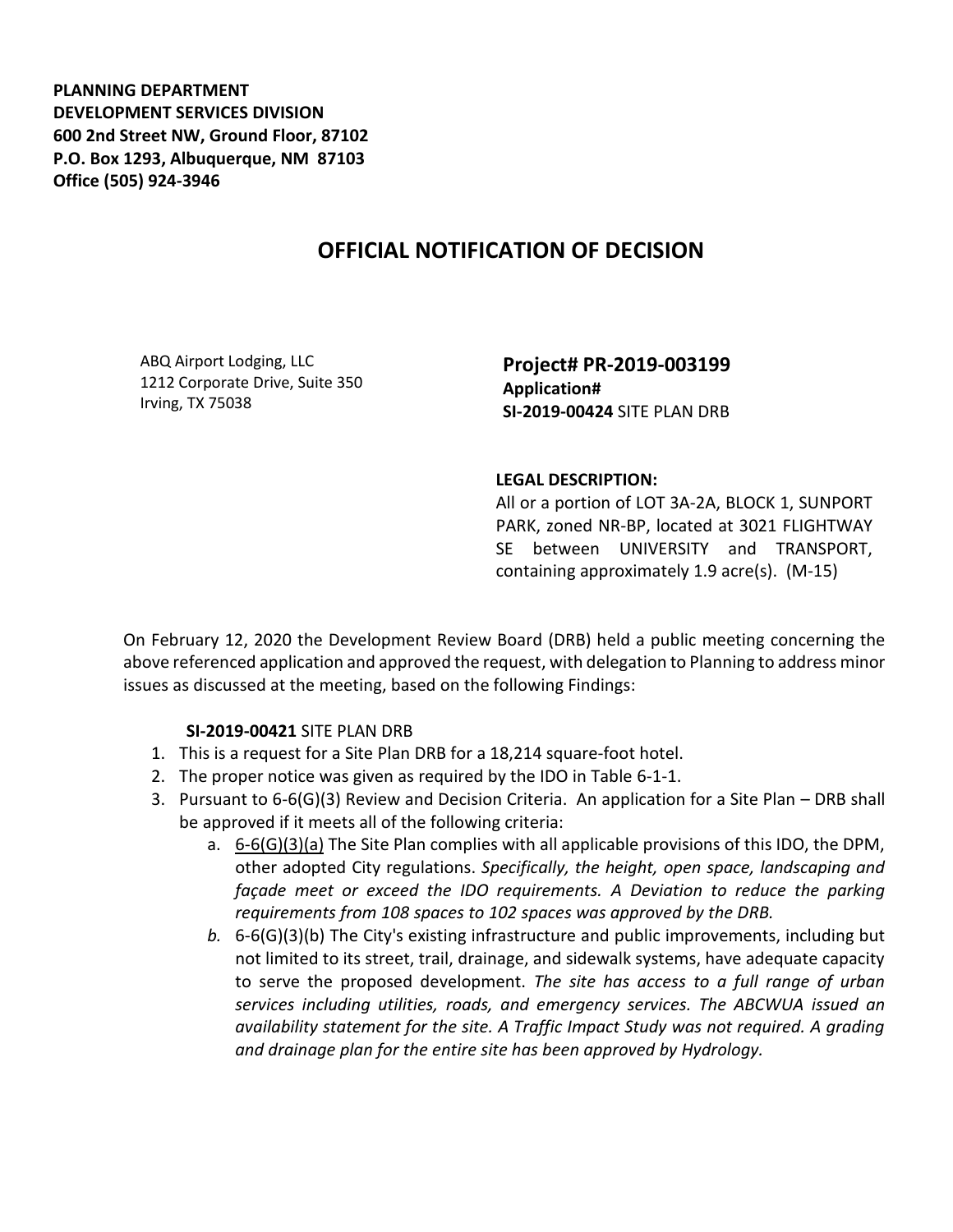**PLANNING DEPARTMENT**
**DEVELOPMENT SERVICES DIVISION**
**600 2nd Street NW, Ground Floor, 87102**
**P.O. Box 1293, Albuquerque, NM 87103**
**Office (505) 924-3946**

# OFFICIAL NOTIFICATION OF DECISION

ABQ Airport Lodging, LLC
1212 Corporate Drive, Suite 350
Irving, TX 75038

**Project# PR-2019-003199**
**Application#**
**SI-2019-00424** SITE PLAN DRB

**LEGAL DESCRIPTION:**
All or a portion of LOT 3A-2A, BLOCK 1, SUNPORT PARK, zoned NR-BP, located at 3021 FLIGHTWAY SE between UNIVERSITY and TRANSPORT, containing approximately 1.9 acre(s). (M-15)

On February 12, 2020 the Development Review Board (DRB) held a public meeting concerning the above referenced application and approved the request, with delegation to Planning to address minor issues as discussed at the meeting, based on the following Findings:

**SI-2019-00421** SITE PLAN DRB

1. This is a request for a Site Plan DRB for a 18,214 square-foot hotel.
2. The proper notice was given as required by the IDO in Table 6-1-1.
3. Pursuant to 6-6(G)(3) Review and Decision Criteria. An application for a Site Plan – DRB shall be approved if it meets all of the following criteria:
   a. <u>6-6(G)(3)(a)</u> The Site Plan complies with all applicable provisions of this IDO, the DPM, other adopted City regulations. *Specifically, the height, open space, landscaping and façade meet or exceed the IDO requirements. A Deviation to reduce the parking requirements from 108 spaces to 102 spaces was approved by the DRB.*
   *b.* 6-6(G)(3)(b) The City's existing infrastructure and public improvements, including but not limited to its street, trail, drainage, and sidewalk systems, have adequate capacity to serve the proposed development. *The site has access to a full range of urban services including utilities, roads, and emergency services. The ABCWUA issued an availability statement for the site. A Traffic Impact Study was not required. A grading and drainage plan for the entire site has been approved by Hydrology.*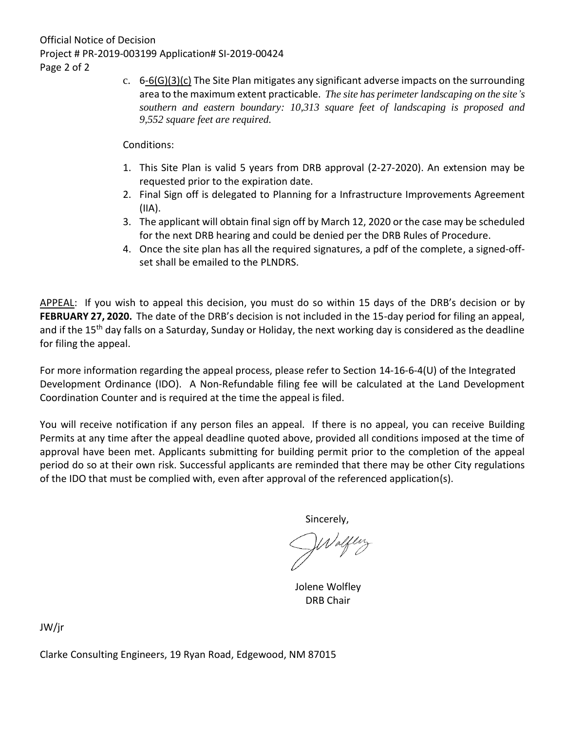c. 6-6(G)(3)(c) The Site Plan mitigates any significant adverse impacts on the surrounding area to the maximum extent practicable. *The site has perimeter landscaping on the site's southern and eastern boundary: 10,313 square feet of landscaping is proposed and 9,552 square feet are required.*

Conditions:

1. This Site Plan is valid 5 years from DRB approval (2-27-2020). An extension may be requested prior to the expiration date.
2. Final Sign off is delegated to Planning for a Infrastructure Improvements Agreement (IIA).
3. The applicant will obtain final sign off by March 12, 2020 or the case may be scheduled for the next DRB hearing and could be denied per the DRB Rules of Procedure.
4. Once the site plan has all the required signatures, a pdf of the complete, a signed-off-set shall be emailed to the PLNDRS.

APPEAL: If you wish to appeal this decision, you must do so within 15 days of the DRB's decision or by **FEBRUARY 27, 2020.** The date of the DRB's decision is not included in the 15-day period for filing an appeal, and if the 15th day falls on a Saturday, Sunday or Holiday, the next working day is considered as the deadline for filing the appeal.

For more information regarding the appeal process, please refer to Section 14-16-6-4(U) of the Integrated Development Ordinance (IDO). A Non-Refundable filing fee will be calculated at the Land Development Coordination Counter and is required at the time the appeal is filed.

You will receive notification if any person files an appeal. If there is no appeal, you can receive Building Permits at any time after the appeal deadline quoted above, provided all conditions imposed at the time of approval have been met. Applicants submitting for building permit prior to the completion of the appeal period do so at their own risk. Successful applicants are reminded that there may be other City regulations of the IDO that must be complied with, even after approval of the referenced application(s).

Sincerely,

Jolene Wolfley
DRB Chair

JW/jr

Clarke Consulting Engineers, 19 Ryan Road, Edgewood, NM 87015